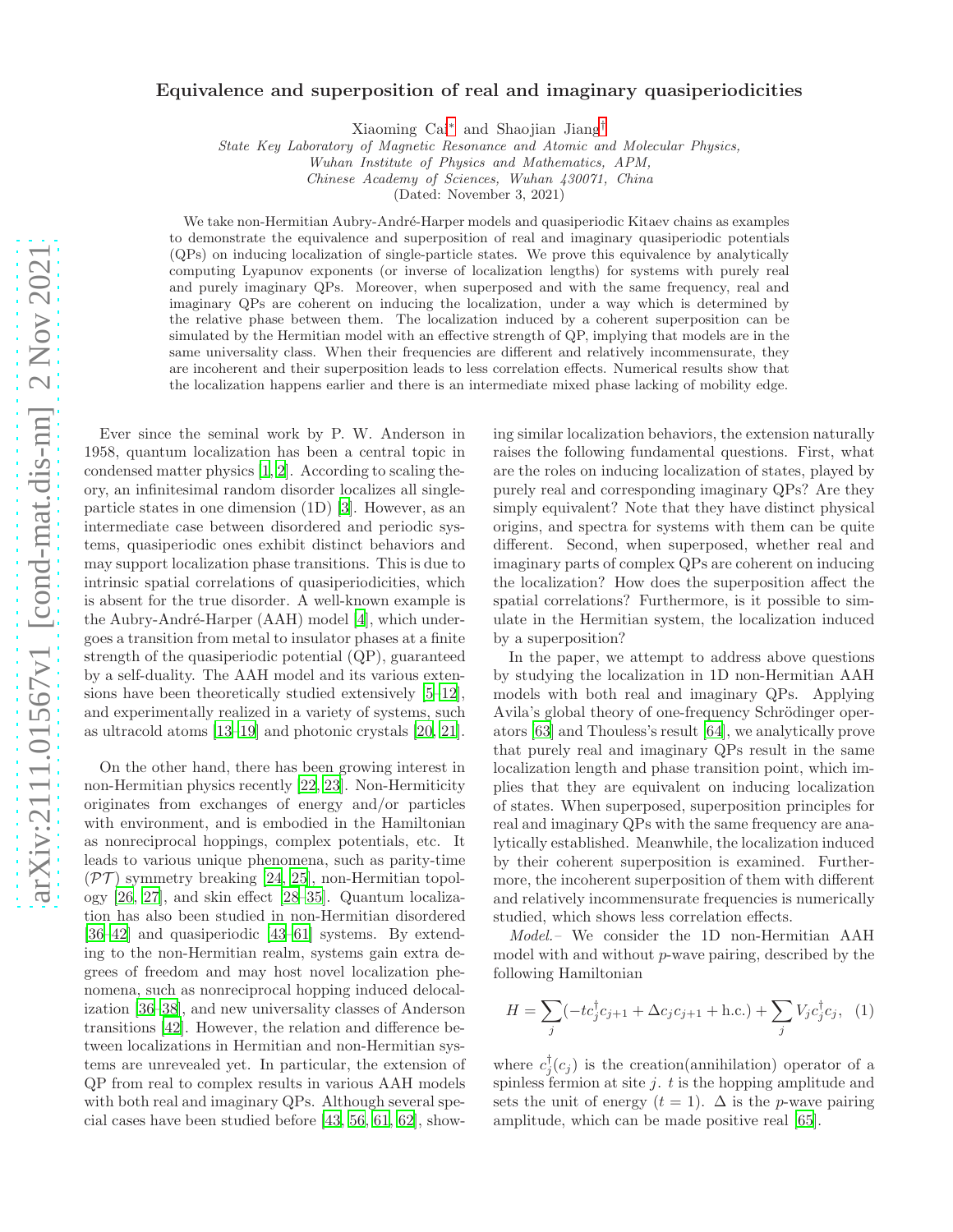# Equivalence and superposition of real and imaginary quasiperiodicities

Xiaoming Cai[*] and Shaojian Jiang[†]

*State Key Laboratory of Magnetic Resonance and Atomic and Molecular Physics, Wuhan Institute of Physics and Mathematics, APM, Chinese Academy of Sciences, Wuhan 430071, China*

(Dated: November 3, 2021)

We take non-Hermitian Aubry-André-Harper models and quasiperiodic Kitaev chains as examples to demonstrate the equivalence and superposition of real and imaginary quasiperiodic potentials (QPs) on inducing localization of single-particle states. We prove this equivalence by analytically computing Lyapunov exponents (or inverse of localization lengths) for systems with purely real and purely imaginary QPs. Moreover, when superposed and with the same frequency, real and imaginary QPs are coherent on inducing the localization, under a way which is determined by the relative phase between them. The localization induced by a coherent superposition can be simulated by the Hermitian model with an effective strength of QP, implying that models are in the same universality class. When their frequencies are different and relatively incommensurate, they are incoherent and their superposition leads to less correlation effects. Numerical results show that the localization happens earlier and there is an intermediate mixed phase lacking of mobility edge.

Ever since the seminal work by P. W. Anderson in 1958, quantum localization has been a central topic in condensed matter physics [1, 2]. According to scaling theory, an infinitesimal random disorder localizes all single-particle states in one dimension (1D) [3]. However, as an intermediate case between disordered and periodic systems, quasiperiodic ones exhibit distinct behaviors and may support localization phase transitions. This is due to intrinsic spatial correlations of quasiperiodicities, which is absent for the true disorder. A well-known example is the Aubry-André-Harper (AAH) model [4], which undergoes a transition from metal to insulator phases at a finite strength of the quasiperiodic potential (QP), guaranteed by a self-duality. The AAH model and its various extensions have been theoretically studied extensively [5–12], and experimentally realized in a variety of systems, such as ultracold atoms [13–19] and photonic crystals [20, 21].

On the other hand, there has been growing interest in non-Hermitian physics recently [22, 23]. Non-Hermiticity originates from exchanges of energy and/or particles with environment, and is embodied in the Hamiltonian as nonreciprocal hoppings, complex potentials, etc. It leads to various unique phenomena, such as parity-time ($\mathcal{PT}$) symmetry breaking [24, 25], non-Hermitian topology [26, 27], and skin effect [28–35]. Quantum localization has also been studied in non-Hermitian disordered [36–42] and quasiperiodic [43–61] systems. By extending to the non-Hermitian realm, systems gain extra degrees of freedom and may host novel localization phenomena, such as nonreciprocal hopping induced delocalization [36–38], and new universality classes of Anderson transitions [42]. However, the relation and difference between localizations in Hermitian and non-Hermitian systems are unrevealed yet. In particular, the extension of QP from real to complex results in various AAH models with both real and imaginary QPs. Although several special cases have been studied before [43, 56, 61, 62], showing similar localization behaviors, the extension naturally raises the following fundamental questions. First, what are the roles on inducing localization of states, played by purely real and corresponding imaginary QPs? Are they simply equivalent? Note that they have distinct physical origins, and spectra for systems with them can be quite different. Second, when superposed, whether real and imaginary parts of complex QPs are coherent on inducing the localization? How does the superposition affect the spatial correlations? Furthermore, is it possible to simulate in the Hermitian system, the localization induced by a superposition?

In the paper, we attempt to address above questions by studying the localization in 1D non-Hermitian AAH models with both real and imaginary QPs. Applying Avila's global theory of one-frequency Schrödinger operators [63] and Thouless's result [64], we analytically prove that purely real and imaginary QPs result in the same localization length and phase transition point, which implies that they are equivalent on inducing localization of states. When superposed, superposition principles for real and imaginary QPs with the same frequency are analytically established. Meanwhile, the localization induced by their coherent superposition is examined. Furthermore, the incoherent superposition of them with different and relatively incommensurate frequencies is numerically studied, which shows less correlation effects.

*Model.–* We consider the 1D non-Hermitian AAH model with and without $p$-wave pairing, described by the following Hamiltonian

$$H = \sum_j (-t c_j^\dagger c_{j+1} + \Delta c_j c_{j+1} + \text{h.c.}) + \sum_j V_j c_j^\dagger c_j, \quad (1)$$

where $c_j^\dagger (c_j)$ is the creation(annihilation) operator of a spinless fermion at site $j$. $t$ is the hopping amplitude and sets the unit of energy ($t = 1$). $\Delta$ is the $p$-wave pairing amplitude, which can be made positive real [65].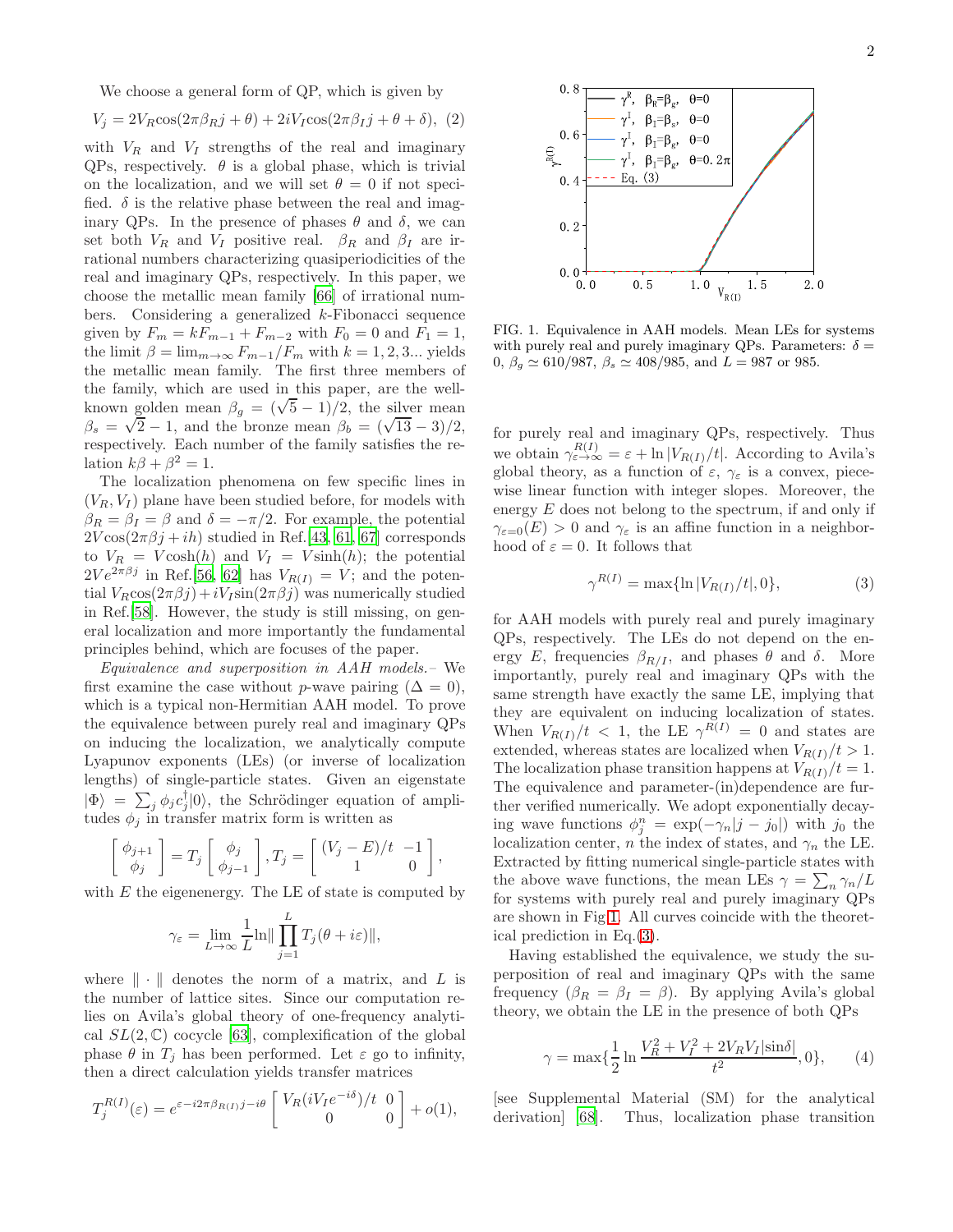We choose a general form of QP, which is given by

$$V_j = 2V_R\cos(2\pi\beta_R j + \theta) + 2iV_I\cos(2\pi\beta_I j + \theta + \delta), \quad (2)$$

with $V_R$ and $V_I$ strengths of the real and imaginary QPs, respectively. $\theta$ is a global phase, which is trivial on the localization, and we will set $\theta = 0$ if not specified. $\delta$ is the relative phase between the real and imaginary QPs. In the presence of phases $\theta$ and $\delta$, we can set both $V_R$ and $V_I$ positive real. $\beta_R$ and $\beta_I$ are irrational numbers characterizing quasiperiodicities of the real and imaginary QPs, respectively. In this paper, we choose the metallic mean family [66] of irrational numbers. Considering a generalized $k$-Fibonacci sequence given by $F_m = kF_{m-1} + F_{m-2}$ with $F_0 = 0$ and $F_1 = 1$, the limit $\beta = \lim_{m\to\infty} F_{m-1}/F_m$ with $k = 1, 2, 3...$ yields the metallic mean family. The first three members of the family, which are used in this paper, are the well-known golden mean $\beta_g = (\sqrt{5}-1)/2$, the silver mean $\beta_s = \sqrt{2}-1$, and the bronze mean $\beta_b = (\sqrt{13}-3)/2$, respectively. Each number of the family satisfies the relation $k\beta + \beta^2 = 1$.

The localization phenomena on few specific lines in $(V_R, V_I)$ plane have been studied before, for models with $\beta_R = \beta_I = \beta$ and $\delta = -\pi/2$. For example, the potential $2V\cos(2\pi\beta j + ih)$ studied in Ref.[43, 61, 67] corresponds to $V_R = V\cosh(h)$ and $V_I = V\sinh(h)$; the potential $2Ve^{2\pi\beta j}$ in Ref.[56, 62] has $V_{R(I)} = V$; and the potential $V_R\cos(2\pi\beta j) + iV_I\sin(2\pi\beta j)$ was numerically studied in Ref.[58]. However, the study is still missing, on general localization and more importantly the fundamental principles behind, which are focuses of the paper.

*Equivalence and superposition in AAH models.*– We first examine the case without $p$-wave pairing ($\Delta = 0$), which is a typical non-Hermitian AAH model. To prove the equivalence between purely real and imaginary QPs on inducing the localization, we analytically compute Lyapunov exponents (LEs) (or inverse of localization lengths) of single-particle states. Given an eigenstate $|\Phi\rangle = \sum_j \phi_j c_j^\dagger|0\rangle$, the Schrödinger equation of amplitudes $\phi_j$ in transfer matrix form is written as

$$\begin{bmatrix} \phi_{j+1} \\ \phi_j \end{bmatrix} = T_j \begin{bmatrix} \phi_j \\ \phi_{j-1} \end{bmatrix}, T_j = \begin{bmatrix} (V_j - E)/t & -1 \\ 1 & 0 \end{bmatrix},$$

with $E$ the eigenenergy. The LE of state is computed by

$$\gamma_\varepsilon = \lim_{L\to\infty} \frac{1}{L} \ln\| \prod_{j=1}^{L} T_j(\theta + i\varepsilon)\|,$$

where $\|\cdot\|$ denotes the norm of a matrix, and $L$ is the number of lattice sites. Since our computation relies on Avila's global theory of one-frequency analytical $SL(2,\mathbb{C})$ cocycle [63], complexification of the global phase $\theta$ in $T_j$ has been performed. Let $\varepsilon$ go to infinity, then a direct calculation yields transfer matrices

$$T_j^{R(I)}(\varepsilon) = e^{\varepsilon - i2\pi\beta_{R(I)}j - i\theta} \begin{bmatrix} V_R(iV_I e^{-i\delta})/t & 0 \\ 0 & 0 \end{bmatrix} + o(1),$$

FIG. 1. Equivalence in AAH models. Mean LEs for systems with purely real and purely imaginary QPs. Parameters: $\delta = 0$, $\beta_g \simeq 610/987$, $\beta_s \simeq 408/985$, and $L = 987$ or 985.

for purely real and imaginary QPs, respectively. Thus we obtain $\gamma_{\varepsilon\to\infty}^{R(I)} = \varepsilon + \ln|V_{R(I)}/t|$. According to Avila's global theory, as a function of $\varepsilon$, $\gamma_\varepsilon$ is a convex, piecewise linear function with integer slopes. Moreover, the energy $E$ does not belong to the spectrum, if and only if $\gamma_{\varepsilon=0}(E) > 0$ and $\gamma_\varepsilon$ is an affine function in a neighborhood of $\varepsilon = 0$. It follows that

$$\gamma^{R(I)} = \max\{\ln|V_{R(I)}/t|, 0\}, \quad (3)$$

for AAH models with purely real and purely imaginary QPs, respectively. The LEs do not depend on the energy $E$, frequencies $\beta_{R/I}$, and phases $\theta$ and $\delta$. More importantly, purely real and imaginary QPs with the same strength have exactly the same LE, implying that they are equivalent on inducing localization of states. When $V_{R(I)}/t < 1$, the LE $\gamma^{R(I)} = 0$ and states are extended, whereas states are localized when $V_{R(I)}/t > 1$. The localization phase transition happens at $V_{R(I)}/t = 1$. The equivalence and parameter-(in)dependence are further verified numerically. We adopt exponentially decaying wave functions $\phi_j^n = \exp(-\gamma_n|j - j_0|)$ with $j_0$ the localization center, $n$ the index of states, and $\gamma_n$ the LE. Extracted by fitting numerical single-particle states with the above wave functions, the mean LEs $\gamma = \sum_n \gamma_n/L$ for systems with purely real and purely imaginary QPs are shown in Fig.1. All curves coincide with the theoretical prediction in Eq.(3).

Having established the equivalence, we study the superposition of real and imaginary QPs with the same frequency ($\beta_R = \beta_I = \beta$). By applying Avila's global theory, we obtain the LE in the presence of both QPs

$$\gamma = \max\{\frac{1}{2}\ln\frac{V_R^2 + V_I^2 + 2V_R V_I|\sin\delta|}{t^2}, 0\}, \quad (4)$$

[see Supplemental Material (SM) for the analytical derivation] [68]. Thus, localization phase transition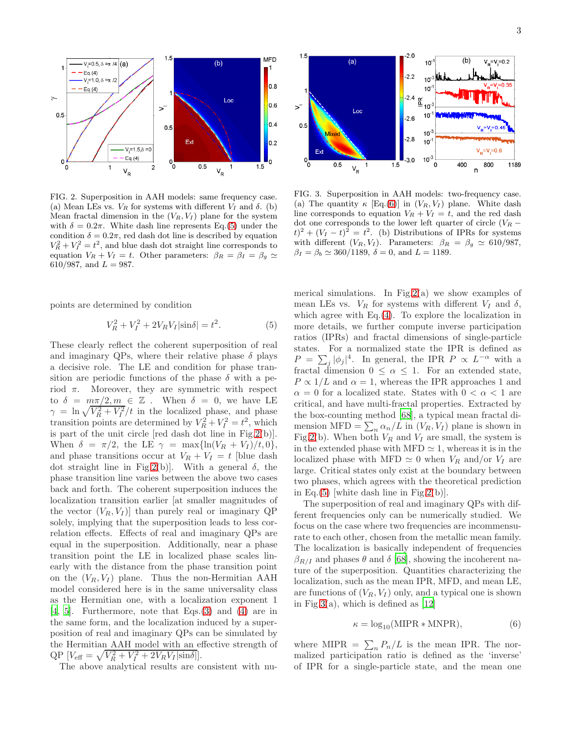FIG. 2. Superposition in AAH models: same frequency case. (a) Mean LEs vs. $V_R$ for systems with different $V_I$ and $\delta$. (b) Mean fractal dimension in the $(V_R, V_I)$ plane for the system with $\delta = 0.2\pi$. White dash line represents Eq.(5) under the condition $\delta = 0.2\pi$, red dash dot line is described by equation $V_R^2 + V_I^2 = t^2$, and blue dash dot straight line corresponds to equation $V_R + V_I = t$. Other parameters: $\beta_R = \beta_I = \beta_g \simeq 610/987$, and $L = 987$.

FIG. 3. Superposition in AAH models: two-frequency case. (a) The quantity $\kappa$ [Eq.(6)] in $(V_R, V_I)$ plane. White dash line corresponds to equation $V_R + V_I = t$, and the red dash dot one corresponds to the lower left quarter of circle $(V_R - t)^2 + (V_I - t)^2 = t^2$. (b) Distributions of IPRs for systems with different $(V_R, V_I)$. Parameters: $\beta_R = \beta_g \simeq 610/987$, $\beta_I = \beta_b \simeq 360/1189$, $\delta = 0$, and $L = 1189$.

points are determined by condition

$$V_R^2 + V_I^2 + 2V_R V_I |\sin\delta| = t^2. \tag{5}$$

These clearly reflect the coherent superposition of real and imaginary QPs, where their relative phase $\delta$ plays a decisive role. The LE and condition for phase transition are periodic functions of the phase $\delta$ with a period $\pi$. Moreover, they are symmetric with respect to $\delta = m\pi/2, m \in \mathbb{Z}$ . When $\delta = 0$, we have LE $\gamma = \ln\sqrt{V_R^2 + V_I^2}/t$ in the localized phase, and phase transition points are determined by $V_R^2 + V_I^2 = t^2$, which is part of the unit circle [red dash dot line in Fig.2(b)]. When $\delta = \pi/2$, the LE $\gamma = \max\{\ln(V_R + V_I)/t, 0\}$, and phase transitions occur at $V_R + V_I = t$ [blue dash dot straight line in Fig.2(b)]. With a general $\delta$, the phase transition line varies between the above two cases back and forth. The coherent superposition induces the localization transition earlier [at smaller magnitudes of the vector $(V_R, V_I)$] than purely real or imaginary QP solely, implying that the superposition leads to less correlation effects. Effects of real and imaginary QPs are equal in the superposition. Additionally, near a phase transition point the LE in localized phase scales linearly with the distance from the phase transition point on the $(V_R, V_I)$ plane. Thus the non-Hermitian AAH model considered here is in the same universality class as the Hermitian one, with a localization exponent 1 [4, 5]. Furthermore, note that Eqs.(3) and (4) are in the same form, and the localization induced by a superposition of real and imaginary QPs can be simulated by the Hermitian AAH model with an effective strength of QP [$V_{\text{eff}} = \sqrt{V_R^2 + V_I^2 + 2V_R V_I |\sin\delta|}$].

The above analytical results are consistent with numerical simulations. In Fig.2(a) we show examples of mean LEs vs. $V_R$ for systems with different $V_I$ and $\delta$, which agree with Eq.(4). To explore the localization in more details, we further compute inverse participation ratios (IPRs) and fractal dimensions of single-particle states. For a normalized state the IPR is defined as $P = \sum_j |\phi_j|^4$. In general, the IPR $P \propto L^{-\alpha}$ with a fractal dimension $0 \leq \alpha \leq 1$. For an extended state, $P \propto 1/L$ and $\alpha = 1$, whereas the IPR approaches 1 and $\alpha = 0$ for a localized state. States with $0 < \alpha < 1$ are critical, and have multi-fractal properties. Extracted by the box-counting method [68], a typical mean fractal dimension MFD $= \sum_n \alpha_n/L$ in $(V_R, V_I)$ plane is shown in Fig.2(b). When both $V_R$ and $V_I$ are small, the system is in the extended phase with MFD $\simeq 1$, whereas it is in the localized phase with MFD $\simeq 0$ when $V_R$ and/or $V_I$ are large. Critical states only exist at the boundary between two phases, which agrees with the theoretical prediction in Eq.(5) [white dash line in Fig.2(b)].

The superposition of real and imaginary QPs with different frequencies only can be numerically studied. We focus on the case where two frequencies are incommensurate to each other, chosen from the metallic mean family. The localization is basically independent of frequencies $\beta_{R/I}$ and phases $\theta$ and $\delta$ [68], showing the incoherent nature of the superposition. Quantities characterizing the localization, such as the mean IPR, MFD, and mean LE, are functions of $(V_R, V_I)$ only, and a typical one is shown in Fig.3(a), which is defined as [12]

$$\kappa = \log_{10}(\text{MIPR} * \text{MNPR}), \tag{6}$$

where MIPR $= \sum_n P_n/L$ is the mean IPR. The normalized participation ratio is defined as the 'inverse' of IPR for a single-particle state, and the mean one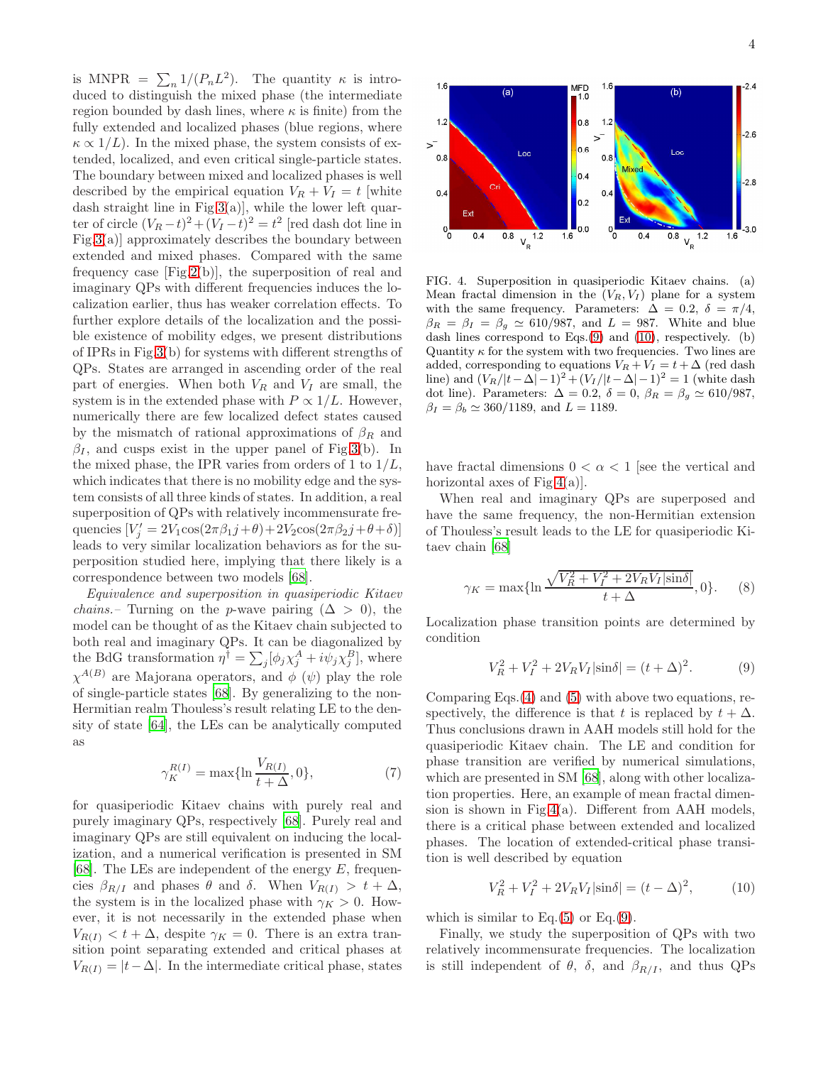is MNPR $= \sum_n 1/(P_n L^2)$. The quantity $\kappa$ is introduced to distinguish the mixed phase (the intermediate region bounded by dash lines, where $\kappa$ is finite) from the fully extended and localized phases (blue regions, where $\kappa \propto 1/L$). In the mixed phase, the system consists of extended, localized, and even critical single-particle states. The boundary between mixed and localized phases is well described by the empirical equation $V_R + V_I = t$ [white dash straight line in Fig.3(a)], while the lower left quarter of circle $(V_R - t)^2 + (V_I - t)^2 = t^2$ [red dash dot line in Fig.3(a)] approximately describes the boundary between extended and mixed phases. Compared with the same frequency case [Fig.2(b)], the superposition of real and imaginary QPs with different frequencies induces the localization earlier, thus has weaker correlation effects. To further explore details of the localization and the possible existence of mobility edges, we present distributions of IPRs in Fig.3(b) for systems with different strengths of QPs. States are arranged in ascending order of the real part of energies. When both $V_R$ and $V_I$ are small, the system is in the extended phase with $P \propto 1/L$. However, numerically there are few localized defect states caused by the mismatch of rational approximations of $\beta_R$ and $\beta_I$, and cusps exist in the upper panel of Fig.3(b). In the mixed phase, the IPR varies from orders of 1 to $1/L$, which indicates that there is no mobility edge and the system consists of all three kinds of states. In addition, a real superposition of QPs with relatively incommensurate frequencies $[V_j' = 2V_1\cos(2\pi\beta_1 j+\theta)+2V_2\cos(2\pi\beta_2 j+\theta+\delta)]$ leads to very similar localization behaviors as for the superposition studied here, implying that there likely is a correspondence between two models [68].

*Equivalence and superposition in quasiperiodic Kitaev chains.–* Turning on the $p$-wave pairing ($\Delta > 0$), the model can be thought of as the Kitaev chain subjected to both real and imaginary QPs. It can be diagonalized by the BdG transformation $\eta^\dagger = \sum_j [\phi_j \chi_j^A + i\psi_j \chi_j^B]$, where $\chi^{A(B)}$ are Majorana operators, and $\phi$ ($\psi$) play the role of single-particle states [68]. By generalizing to the non-Hermitian realm Thouless's result relating LE to the density of state [64], the LEs can be analytically computed as

$$\gamma_K^{R(I)} = \max\{\ln \frac{V_{R(I)}}{t+\Delta}, 0\}, \tag{7}$$

for quasiperiodic Kitaev chains with purely real and purely imaginary QPs, respectively [68]. Purely real and imaginary QPs are still equivalent on inducing the localization, and a numerical verification is presented in SM [68]. The LEs are independent of the energy $E$, frequencies $\beta_{R/I}$ and phases $\theta$ and $\delta$. When $V_{R(I)} > t + \Delta$, the system is in the localized phase with $\gamma_K > 0$. However, it is not necessarily in the extended phase when $V_{R(I)} < t + \Delta$, despite $\gamma_K = 0$. There is an extra transition point separating extended and critical phases at $V_{R(I)} = |t - \Delta|$. In the intermediate critical phase, states have fractal dimensions $0 < \alpha < 1$ [see the vertical and horizontal axes of Fig.4(a)].

FIG. 4. Superposition in quasiperiodic Kitaev chains. (a) Mean fractal dimension in the $(V_R, V_I)$ plane for a system with the same frequency. Parameters: $\Delta = 0.2$, $\delta = \pi/4$, $\beta_R = \beta_I = \beta_g \simeq 610/987$, and $L = 987$. White and blue dash lines correspond to Eqs.(9) and (10), respectively. (b) Quantity $\kappa$ for the system with two frequencies. Two lines are added, corresponding to equations $V_R + V_I = t + \Delta$ (red dash line) and $(V_R/|t-\Delta|-1)^2 + (V_I/|t-\Delta|-1)^2 = 1$ (white dash dot line). Parameters: $\Delta = 0.2$, $\delta = 0$, $\beta_R = \beta_g \simeq 610/987$, $\beta_I = \beta_b \simeq 360/1189$, and $L = 1189$.

When real and imaginary QPs are superposed and have the same frequency, the non-Hermitian extension of Thouless's result leads to the LE for quasiperiodic Kitaev chain [68]

$$\gamma_K = \max\{\ln \frac{\sqrt{V_R^2 + V_I^2 + 2V_R V_I |\sin\delta|}}{t+\Delta}, 0\}. \tag{8}$$

Localization phase transition points are determined by condition

$$V_R^2 + V_I^2 + 2V_R V_I |\sin\delta| = (t+\Delta)^2. \tag{9}$$

Comparing Eqs.(4) and (5) with above two equations, respectively, the difference is that $t$ is replaced by $t + \Delta$. Thus conclusions drawn in AAH models still hold for the quasiperiodic Kitaev chain. The LE and condition for phase transition are verified by numerical simulations, which are presented in SM [68], along with other localization properties. Here, an example of mean fractal dimension is shown in Fig.4(a). Different from AAH models, there is a critical phase between extended and localized phases. The location of extended-critical phase transition is well described by equation

$$V_R^2 + V_I^2 + 2V_R V_I |\sin\delta| = (t-\Delta)^2, \tag{10}$$

which is similar to Eq.(5) or Eq.(9).

Finally, we study the superposition of QPs with two relatively incommensurate frequencies. The localization is still independent of $\theta$, $\delta$, and $\beta_{R/I}$, and thus QPs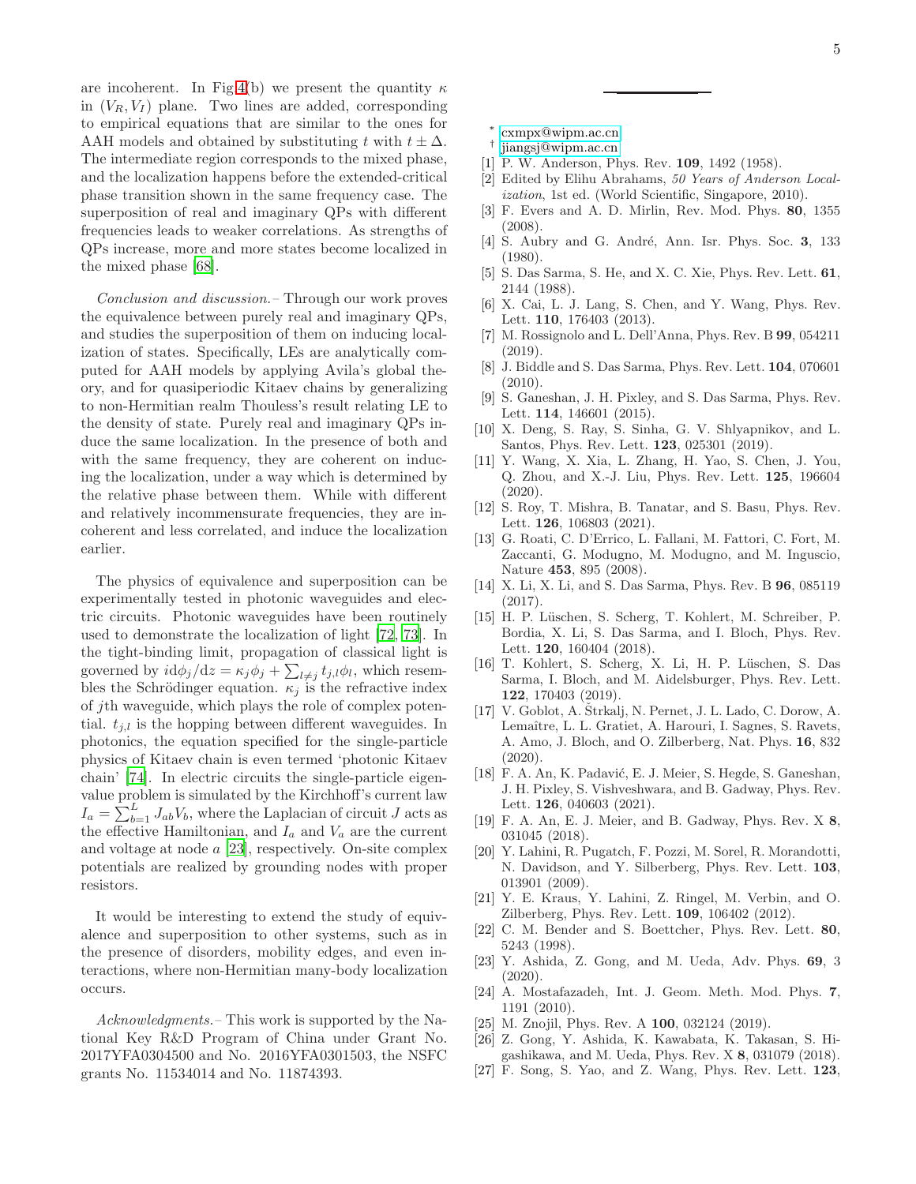are incoherent. In Fig.4(b) we present the quantity $\kappa$ in $(V_R, V_I)$ plane. Two lines are added, corresponding to empirical equations that are similar to the ones for AAH models and obtained by substituting $t$ with $t \pm \Delta$. The intermediate region corresponds to the mixed phase, and the localization happens before the extended-critical phase transition shown in the same frequency case. The superposition of real and imaginary QPs with different frequencies leads to weaker correlations. As strengths of QPs increase, more and more states become localized in the mixed phase [68].

*Conclusion and discussion.*– Through our work proves the equivalence between purely real and imaginary QPs, and studies the superposition of them on inducing localization of states. Specifically, LEs are analytically computed for AAH models by applying Avila's global theory, and for quasiperiodic Kitaev chains by generalizing to non-Hermitian realm Thouless's result relating LE to the density of state. Purely real and imaginary QPs induce the same localization. In the presence of both and with the same frequency, they are coherent on inducing the localization, under a way which is determined by the relative phase between them. While with different and relatively incommensurate frequencies, they are incoherent and less correlated, and induce the localization earlier.

The physics of equivalence and superposition can be experimentally tested in photonic waveguides and electric circuits. Photonic waveguides have been routinely used to demonstrate the localization of light [72, 73]. In the tight-binding limit, propagation of classical light is governed by $i\mathrm{d}\phi_j/\mathrm{d}z = \kappa_j \phi_j + \sum_{l \neq j} t_{j,l}\phi_l$, which resembles the Schrödinger equation. $\kappa_j$ is the refractive index of $j$th waveguide, which plays the role of complex potential. $t_{j,l}$ is the hopping between different waveguides. In photonics, the equation specified for the single-particle physics of Kitaev chain is even termed 'photonic Kitaev chain' [74]. In electric circuits the single-particle eigenvalue problem is simulated by the Kirchhoff's current law $I_a = \sum_{b=1}^{L} J_{ab} V_b$, where the Laplacian of circuit $J$ acts as the effective Hamiltonian, and $I_a$ and $V_a$ are the current and voltage at node $a$ [23], respectively. On-site complex potentials are realized by grounding nodes with proper resistors.

It would be interesting to extend the study of equivalence and superposition to other systems, such as in the presence of disorders, mobility edges, and even interactions, where non-Hermitian many-body localization occurs.

*Acknowledgments.*– This work is supported by the National Key R&D Program of China under Grant No. 2017YFA0304500 and No. 2016YFA0301503, the NSFC grants No. 11534014 and No. 11874393.

---

* cxmpx@wipm.ac.cn
† jiangsj@wipm.ac.cn

[1] P. W. Anderson, Phys. Rev. **109**, 1492 (1958).
[2] Edited by Elihu Abrahams, *50 Years of Anderson Localization*, 1st ed. (World Scientific, Singapore, 2010).
[3] F. Evers and A. D. Mirlin, Rev. Mod. Phys. **80**, 1355 (2008).
[4] S. Aubry and G. André, Ann. Isr. Phys. Soc. **3**, 133 (1980).
[5] S. Das Sarma, S. He, and X. C. Xie, Phys. Rev. Lett. **61**, 2144 (1988).
[6] X. Cai, L. J. Lang, S. Chen, and Y. Wang, Phys. Rev. Lett. **110**, 176403 (2013).
[7] M. Rossignolo and L. Dell'Anna, Phys. Rev. B **99**, 054211 (2019).
[8] J. Biddle and S. Das Sarma, Phys. Rev. Lett. **104**, 070601 (2010).
[9] S. Ganeshan, J. H. Pixley, and S. Das Sarma, Phys. Rev. Lett. **114**, 146601 (2015).
[10] X. Deng, S. Ray, S. Sinha, G. V. Shlyapnikov, and L. Santos, Phys. Rev. Lett. **123**, 025301 (2019).
[11] Y. Wang, X. Xia, L. Zhang, H. Yao, S. Chen, J. You, Q. Zhou, and X.-J. Liu, Phys. Rev. Lett. **125**, 196604 (2020).
[12] S. Roy, T. Mishra, B. Tanatar, and S. Basu, Phys. Rev. Lett. **126**, 106803 (2021).
[13] G. Roati, C. D'Errico, L. Fallani, M. Fattori, C. Fort, M. Zaccanti, G. Modugno, M. Modugno, and M. Inguscio, Nature **453**, 895 (2008).
[14] X. Li, X. Li, and S. Das Sarma, Phys. Rev. B **96**, 085119 (2017).
[15] H. P. Lüschen, S. Scherg, T. Kohlert, M. Schreiber, P. Bordia, X. Li, S. Das Sarma, and I. Bloch, Phys. Rev. Lett. **120**, 160404 (2018).
[16] T. Kohlert, S. Scherg, X. Li, H. P. Lüschen, S. Das Sarma, I. Bloch, and M. Aidelsburger, Phys. Rev. Lett. **122**, 170403 (2019).
[17] V. Goblot, A. Štrkalj, N. Pernet, J. L. Lado, C. Dorow, A. Lemaître, L. L. Gratiet, A. Harouri, I. Sagnes, S. Ravets, A. Amo, J. Bloch, and O. Zilberberg, Nat. Phys. **16**, 832 (2020).
[18] F. A. An, K. Padavić, E. J. Meier, S. Hegde, S. Ganeshan, J. H. Pixley, S. Vishveshwara, and B. Gadway, Phys. Rev. Lett. **126**, 040603 (2021).
[19] F. A. An, E. J. Meier, and B. Gadway, Phys. Rev. X **8**, 031045 (2018).
[20] Y. Lahini, R. Pugatch, F. Pozzi, M. Sorel, R. Morandotti, N. Davidson, and Y. Silberberg, Phys. Rev. Lett. **103**, 013901 (2009).
[21] Y. E. Kraus, Y. Lahini, Z. Ringel, M. Verbin, and O. Zilberberg, Phys. Rev. Lett. **109**, 106402 (2012).
[22] C. M. Bender and S. Boettcher, Phys. Rev. Lett. **80**, 5243 (1998).
[23] Y. Ashida, Z. Gong, and M. Ueda, Adv. Phys. **69**, 3 (2020).
[24] A. Mostafazadeh, Int. J. Geom. Meth. Mod. Phys. **7**, 1191 (2010).
[25] M. Znojil, Phys. Rev. A **100**, 032124 (2019).
[26] Z. Gong, Y. Ashida, K. Kawabata, K. Takasan, S. Higashikawa, and M. Ueda, Phys. Rev. X **8**, 031079 (2018).
[27] F. Song, S. Yao, and Z. Wang, Phys. Rev. Lett. **123**,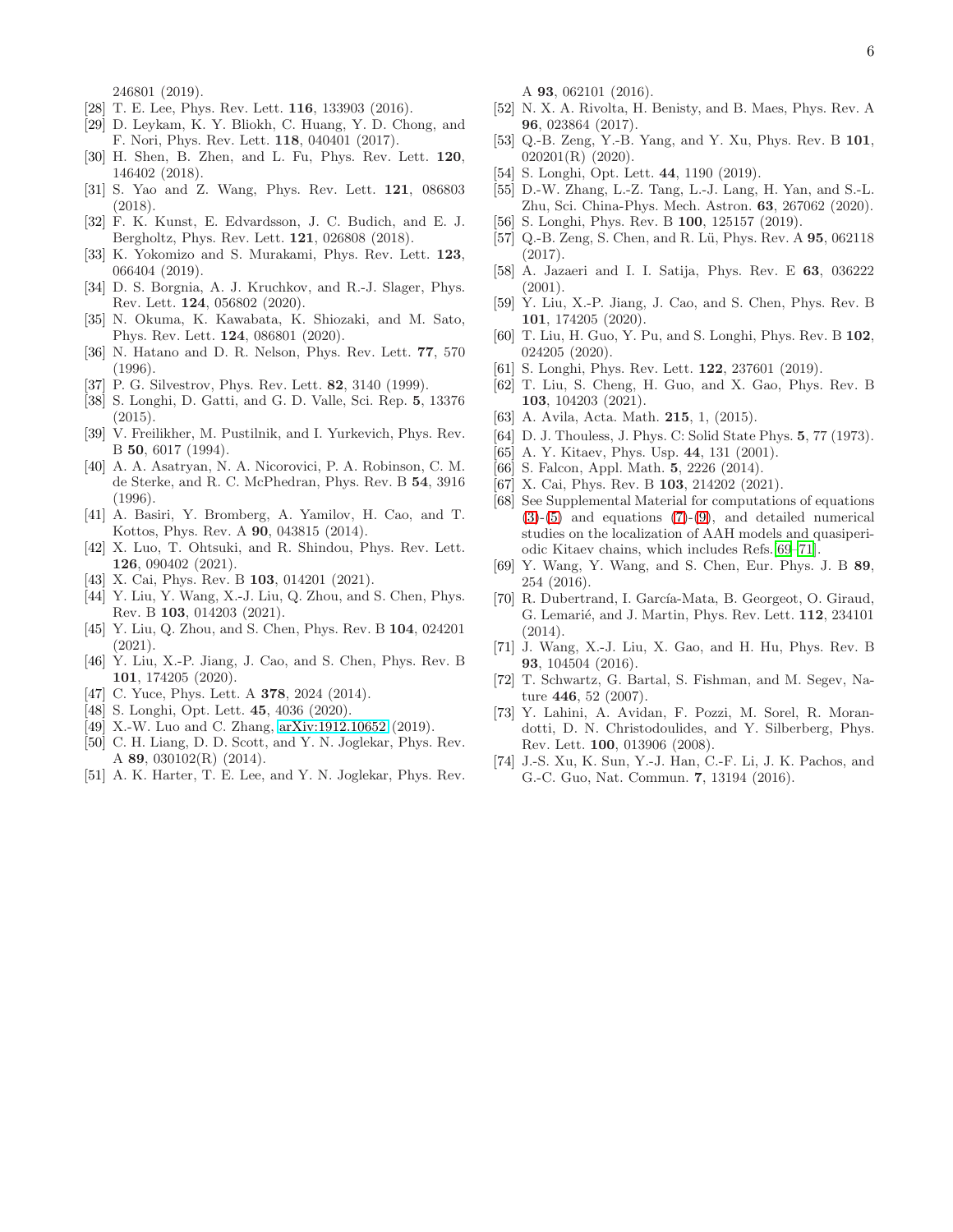246801 (2019).

[28] T. E. Lee, Phys. Rev. Lett. **116**, 133903 (2016).

[29] D. Leykam, K. Y. Bliokh, C. Huang, Y. D. Chong, and F. Nori, Phys. Rev. Lett. **118**, 040401 (2017).

[30] H. Shen, B. Zhen, and L. Fu, Phys. Rev. Lett. **120**, 146402 (2018).

[31] S. Yao and Z. Wang, Phys. Rev. Lett. **121**, 086803 (2018).

[32] F. K. Kunst, E. Edvardsson, J. C. Budich, and E. J. Bergholtz, Phys. Rev. Lett. **121**, 026808 (2018).

[33] K. Yokomizo and S. Murakami, Phys. Rev. Lett. **123**, 066404 (2019).

[34] D. S. Borgnia, A. J. Kruchkov, and R.-J. Slager, Phys. Rev. Lett. **124**, 056802 (2020).

[35] N. Okuma, K. Kawabata, K. Shiozaki, and M. Sato, Phys. Rev. Lett. **124**, 086801 (2020).

[36] N. Hatano and D. R. Nelson, Phys. Rev. Lett. **77**, 570 (1996).

[37] P. G. Silvestrov, Phys. Rev. Lett. **82**, 3140 (1999).

[38] S. Longhi, D. Gatti, and G. D. Valle, Sci. Rep. **5**, 13376 (2015).

[39] V. Freilikher, M. Pustilnik, and I. Yurkevich, Phys. Rev. B **50**, 6017 (1994).

[40] A. A. Asatryan, N. A. Nicorovici, P. A. Robinson, C. M. de Sterke, and R. C. McPhedran, Phys. Rev. B **54**, 3916 (1996).

[41] A. Basiri, Y. Bromberg, A. Yamilov, H. Cao, and T. Kottos, Phys. Rev. A **90**, 043815 (2014).

[42] X. Luo, T. Ohtsuki, and R. Shindou, Phys. Rev. Lett. **126**, 090402 (2021).

[43] X. Cai, Phys. Rev. B **103**, 014201 (2021).

[44] Y. Liu, Y. Wang, X.-J. Liu, Q. Zhou, and S. Chen, Phys. Rev. B **103**, 014203 (2021).

[45] Y. Liu, Q. Zhou, and S. Chen, Phys. Rev. B **104**, 024201 (2021).

[46] Y. Liu, X.-P. Jiang, J. Cao, and S. Chen, Phys. Rev. B **101**, 174205 (2020).

[47] C. Yuce, Phys. Lett. A **378**, 2024 (2014).

[48] S. Longhi, Opt. Lett. **45**, 4036 (2020).

[49] X.-W. Luo and C. Zhang, arXiv:1912.10652 (2019).

[50] C. H. Liang, D. D. Scott, and Y. N. Joglekar, Phys. Rev. A **89**, 030102(R) (2014).

[51] A. K. Harter, T. E. Lee, and Y. N. Joglekar, Phys. Rev. A **93**, 062101 (2016).

[52] N. X. A. Rivolta, H. Benisty, and B. Maes, Phys. Rev. A **96**, 023864 (2017).

[53] Q.-B. Zeng, Y.-B. Yang, and Y. Xu, Phys. Rev. B **101**, 020201(R) (2020).

[54] S. Longhi, Opt. Lett. **44**, 1190 (2019).

[55] D.-W. Zhang, L.-Z. Tang, L.-J. Lang, H. Yan, and S.-L. Zhu, Sci. China-Phys. Mech. Astron. **63**, 267062 (2020).

[56] S. Longhi, Phys. Rev. B **100**, 125157 (2019).

[57] Q.-B. Zeng, S. Chen, and R. Lü, Phys. Rev. A **95**, 062118 (2017).

[58] A. Jazaeri and I. I. Satija, Phys. Rev. E **63**, 036222 (2001).

[59] Y. Liu, X.-P. Jiang, J. Cao, and S. Chen, Phys. Rev. B **101**, 174205 (2020).

[60] T. Liu, H. Guo, Y. Pu, and S. Longhi, Phys. Rev. B **102**, 024205 (2020).

[61] S. Longhi, Phys. Rev. Lett. **122**, 237601 (2019).

[62] T. Liu, S. Cheng, H. Guo, and X. Gao, Phys. Rev. B **103**, 104203 (2021).

[63] A. Avila, Acta. Math. **215**, 1, (2015).

[64] D. J. Thouless, J. Phys. C: Solid State Phys. **5**, 77 (1973).

[65] A. Y. Kitaev, Phys. Usp. **44**, 131 (2001).

[66] S. Falcon, Appl. Math. **5**, 2226 (2014).

[67] X. Cai, Phys. Rev. B **103**, 214202 (2021).

[68] See Supplemental Material for computations of equations (3)-(5) and equations (7)-(9), and detailed numerical studies on the localization of AAH models and quasiperiodic Kitaev chains, which includes Refs.[69–71].

[69] Y. Wang, Y. Wang, and S. Chen, Eur. Phys. J. B **89**, 254 (2016).

[70] R. Dubertrand, I. García-Mata, B. Georgeot, O. Giraud, G. Lemarié, and J. Martin, Phys. Rev. Lett. **112**, 234101 (2014).

[71] J. Wang, X.-J. Liu, X. Gao, and H. Hu, Phys. Rev. B **93**, 104504 (2016).

[72] T. Schwartz, G. Bartal, S. Fishman, and M. Segev, Nature **446**, 52 (2007).

[73] Y. Lahini, A. Avidan, F. Pozzi, M. Sorel, R. Morandotti, D. N. Christodoulides, and Y. Silberberg, Phys. Rev. Lett. **100**, 013906 (2008).

[74] J.-S. Xu, K. Sun, Y.-J. Han, C.-F. Li, J. K. Pachos, and G.-C. Guo, Nat. Commun. **7**, 13194 (2016).